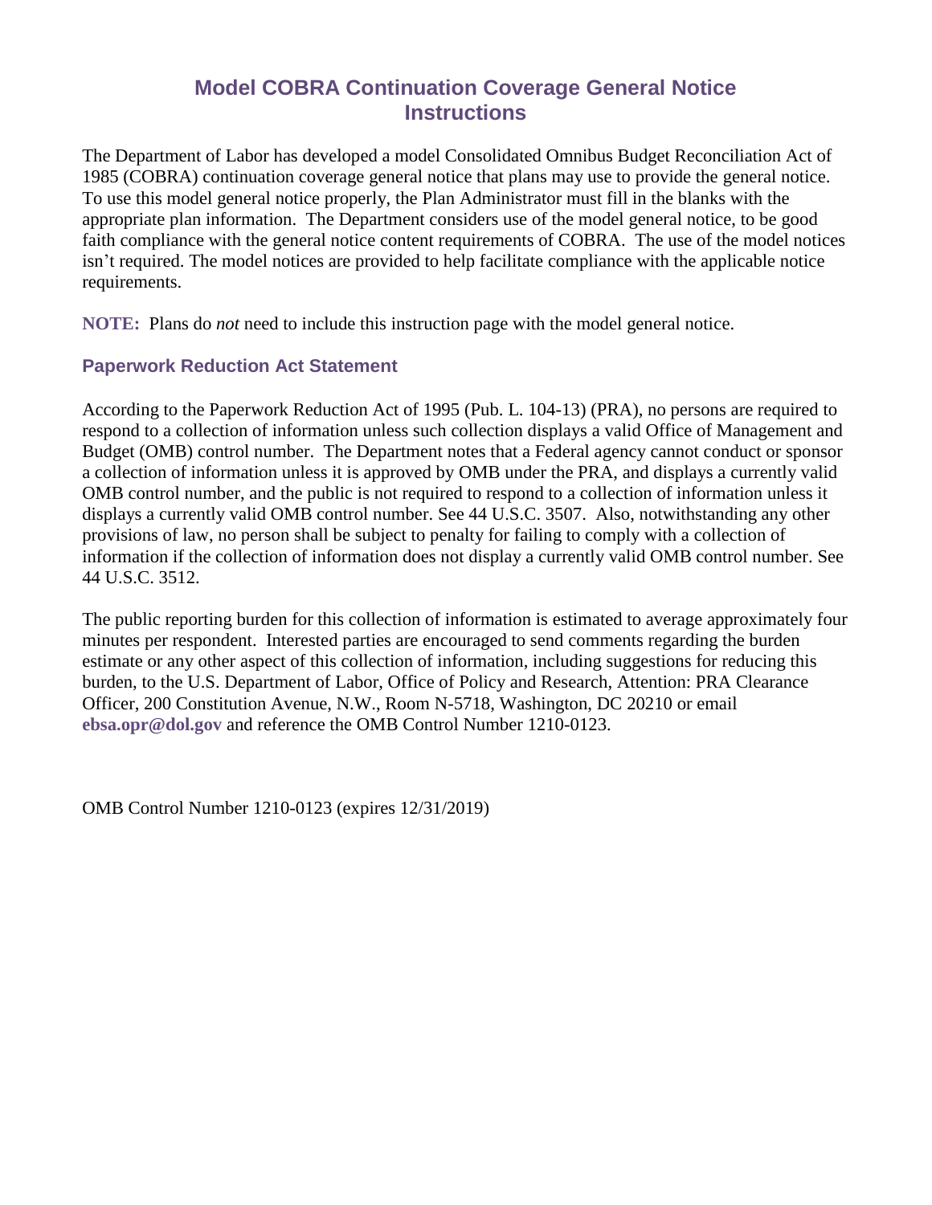# Model COBRA Continuation Coverage General Notice Instructions

The Department of Labor has developed a model Consolidated Omnibus Budget Reconciliation Act of 1985 (COBRA) continuation coverage general notice that plans may use to provide the general notice. To use this model general notice properly, the Plan Administrator must fill in the blanks with the appropriate plan information. The Department considers use of the model general notice, to be good faith compliance with the general notice content requirements of COBRA. The use of the model notices isn't required. The model notices are provided to help facilitate compliance with the applicable notice requirements.

**NOTE:** Plans do *not* need to include this instruction page with the model general notice.

## Paperwork Reduction Act Statement

According to the Paperwork Reduction Act of 1995 (Pub. L. 104-13) (PRA), no persons are required to respond to a collection of information unless such collection displays a valid Office of Management and Budget (OMB) control number. The Department notes that a Federal agency cannot conduct or sponsor a collection of information unless it is approved by OMB under the PRA, and displays a currently valid OMB control number, and the public is not required to respond to a collection of information unless it displays a currently valid OMB control number. See 44 U.S.C. 3507. Also, notwithstanding any other provisions of law, no person shall be subject to penalty for failing to comply with a collection of information if the collection of information does not display a currently valid OMB control number. See 44 U.S.C. 3512.

The public reporting burden for this collection of information is estimated to average approximately four minutes per respondent. Interested parties are encouraged to send comments regarding the burden estimate or any other aspect of this collection of information, including suggestions for reducing this burden, to the U.S. Department of Labor, Office of Policy and Research, Attention: PRA Clearance Officer, 200 Constitution Avenue, N.W., Room N-5718, Washington, DC 20210 or email **ebsa.opr@dol.gov** and reference the OMB Control Number 1210-0123.

OMB Control Number 1210-0123 (expires 12/31/2019)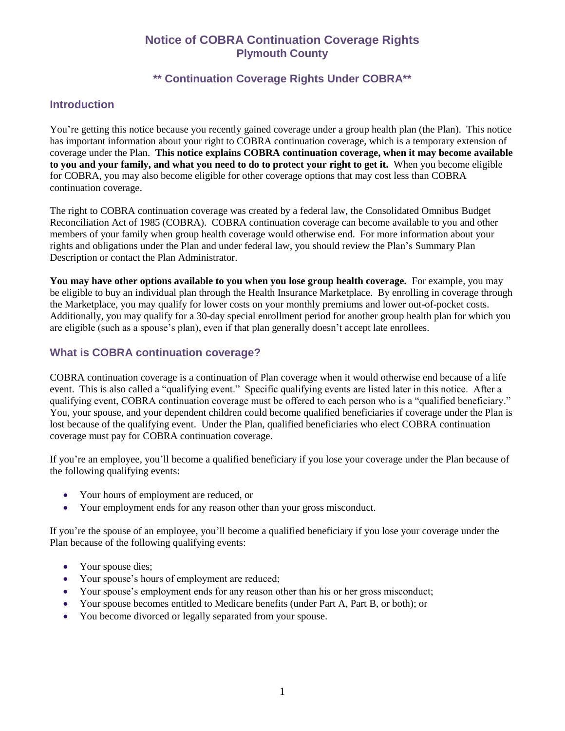# Notice of COBRA Continuation Coverage Rights
## Plymouth County

### ** Continuation Coverage Rights Under COBRA**

### Introduction

You're getting this notice because you recently gained coverage under a group health plan (the Plan). This notice has important information about your right to COBRA continuation coverage, which is a temporary extension of coverage under the Plan. **This notice explains COBRA continuation coverage, when it may become available to you and your family, and what you need to do to protect your right to get it.** When you become eligible for COBRA, you may also become eligible for other coverage options that may cost less than COBRA continuation coverage.

The right to COBRA continuation coverage was created by a federal law, the Consolidated Omnibus Budget Reconciliation Act of 1985 (COBRA). COBRA continuation coverage can become available to you and other members of your family when group health coverage would otherwise end. For more information about your rights and obligations under the Plan and under federal law, you should review the Plan's Summary Plan Description or contact the Plan Administrator.

**You may have other options available to you when you lose group health coverage.** For example, you may be eligible to buy an individual plan through the Health Insurance Marketplace. By enrolling in coverage through the Marketplace, you may qualify for lower costs on your monthly premiums and lower out-of-pocket costs. Additionally, you may qualify for a 30-day special enrollment period for another group health plan for which you are eligible (such as a spouse's plan), even if that plan generally doesn't accept late enrollees.

### What is COBRA continuation coverage?

COBRA continuation coverage is a continuation of Plan coverage when it would otherwise end because of a life event. This is also called a "qualifying event." Specific qualifying events are listed later in this notice. After a qualifying event, COBRA continuation coverage must be offered to each person who is a "qualified beneficiary." You, your spouse, and your dependent children could become qualified beneficiaries if coverage under the Plan is lost because of the qualifying event. Under the Plan, qualified beneficiaries who elect COBRA continuation coverage must pay for COBRA continuation coverage.

If you're an employee, you'll become a qualified beneficiary if you lose your coverage under the Plan because of the following qualifying events:

- Your hours of employment are reduced, or
- Your employment ends for any reason other than your gross misconduct.

If you're the spouse of an employee, you'll become a qualified beneficiary if you lose your coverage under the Plan because of the following qualifying events:

- Your spouse dies;
- Your spouse's hours of employment are reduced;
- Your spouse's employment ends for any reason other than his or her gross misconduct;
- Your spouse becomes entitled to Medicare benefits (under Part A, Part B, or both); or
- You become divorced or legally separated from your spouse.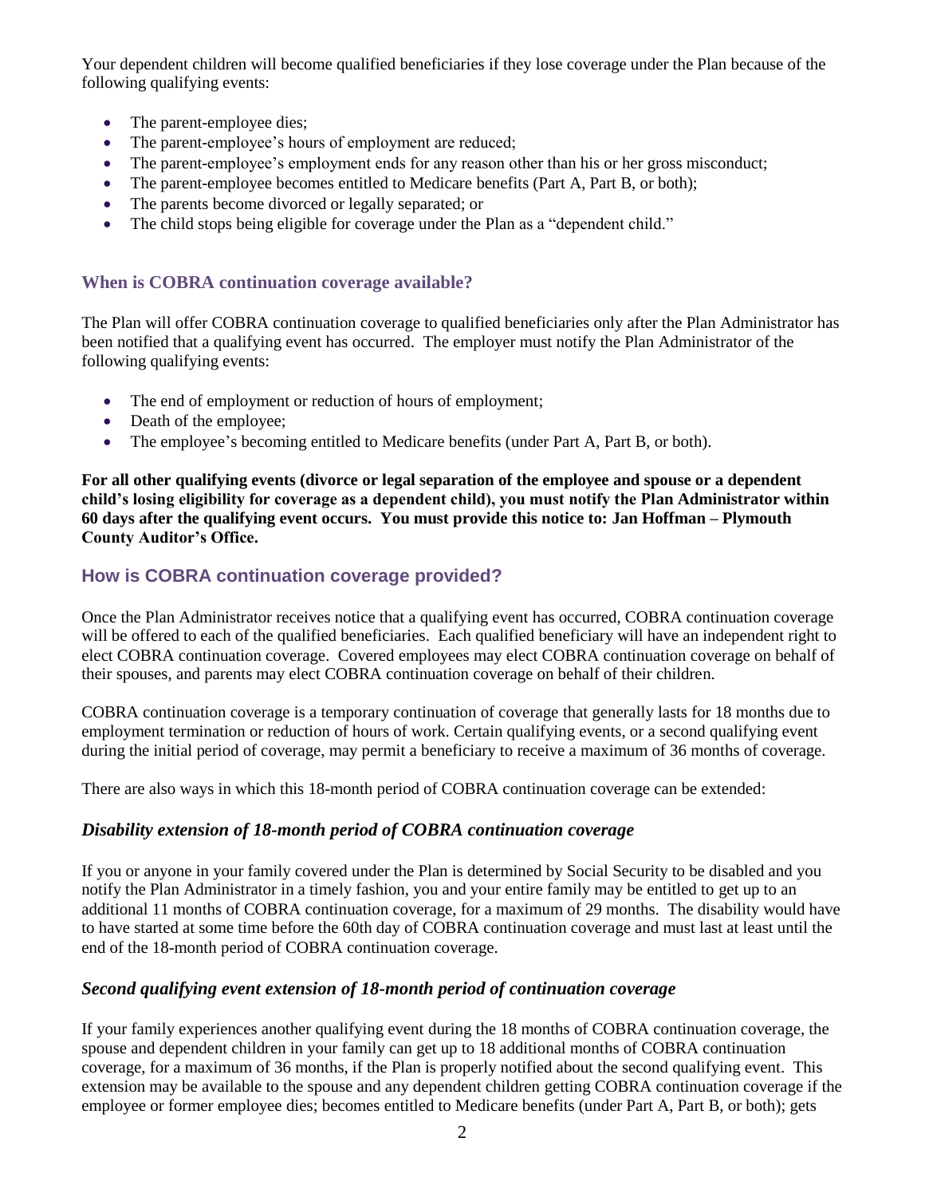Your dependent children will become qualified beneficiaries if they lose coverage under the Plan because of the following qualifying events:

- The parent-employee dies;
- The parent-employee's hours of employment are reduced;
- The parent-employee's employment ends for any reason other than his or her gross misconduct;
- The parent-employee becomes entitled to Medicare benefits (Part A, Part B, or both);
- The parents become divorced or legally separated; or
- The child stops being eligible for coverage under the Plan as a "dependent child."

### When is COBRA continuation coverage available?

The Plan will offer COBRA continuation coverage to qualified beneficiaries only after the Plan Administrator has been notified that a qualifying event has occurred. The employer must notify the Plan Administrator of the following qualifying events:

- The end of employment or reduction of hours of employment;
- Death of the employee;
- The employee's becoming entitled to Medicare benefits (under Part A, Part B, or both).

**For all other qualifying events (divorce or legal separation of the employee and spouse or a dependent child's losing eligibility for coverage as a dependent child), you must notify the Plan Administrator within 60 days after the qualifying event occurs. You must provide this notice to: Jan Hoffman – Plymouth County Auditor's Office.**

## How is COBRA continuation coverage provided?

Once the Plan Administrator receives notice that a qualifying event has occurred, COBRA continuation coverage will be offered to each of the qualified beneficiaries. Each qualified beneficiary will have an independent right to elect COBRA continuation coverage. Covered employees may elect COBRA continuation coverage on behalf of their spouses, and parents may elect COBRA continuation coverage on behalf of their children.

COBRA continuation coverage is a temporary continuation of coverage that generally lasts for 18 months due to employment termination or reduction of hours of work. Certain qualifying events, or a second qualifying event during the initial period of coverage, may permit a beneficiary to receive a maximum of 36 months of coverage.

There are also ways in which this 18-month period of COBRA continuation coverage can be extended:

### *Disability extension of 18-month period of COBRA continuation coverage*

If you or anyone in your family covered under the Plan is determined by Social Security to be disabled and you notify the Plan Administrator in a timely fashion, you and your entire family may be entitled to get up to an additional 11 months of COBRA continuation coverage, for a maximum of 29 months. The disability would have to have started at some time before the 60th day of COBRA continuation coverage and must last at least until the end of the 18-month period of COBRA continuation coverage.

### *Second qualifying event extension of 18-month period of continuation coverage*

If your family experiences another qualifying event during the 18 months of COBRA continuation coverage, the spouse and dependent children in your family can get up to 18 additional months of COBRA continuation coverage, for a maximum of 36 months, if the Plan is properly notified about the second qualifying event. This extension may be available to the spouse and any dependent children getting COBRA continuation coverage if the employee or former employee dies; becomes entitled to Medicare benefits (under Part A, Part B, or both); gets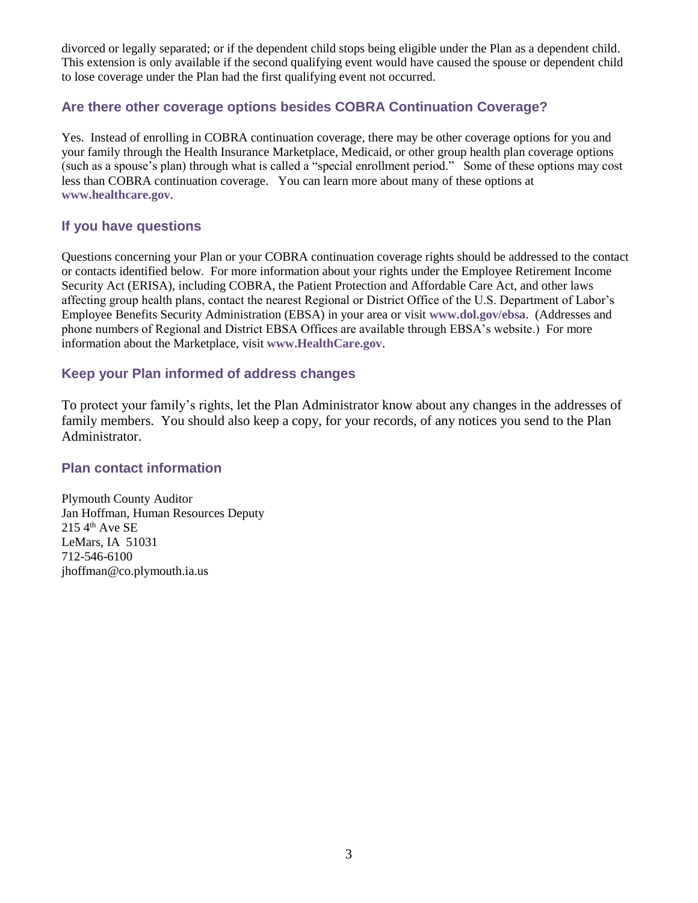divorced or legally separated; or if the dependent child stops being eligible under the Plan as a dependent child. This extension is only available if the second qualifying event would have caused the spouse or dependent child to lose coverage under the Plan had the first qualifying event not occurred.

## Are there other coverage options besides COBRA Continuation Coverage?

Yes. Instead of enrolling in COBRA continuation coverage, there may be other coverage options for you and your family through the Health Insurance Marketplace, Medicaid, or other group health plan coverage options (such as a spouse's plan) through what is called a "special enrollment period." Some of these options may cost less than COBRA continuation coverage. You can learn more about many of these options at **www.healthcare.gov**.

## If you have questions

Questions concerning your Plan or your COBRA continuation coverage rights should be addressed to the contact or contacts identified below. For more information about your rights under the Employee Retirement Income Security Act (ERISA), including COBRA, the Patient Protection and Affordable Care Act, and other laws affecting group health plans, contact the nearest Regional or District Office of the U.S. Department of Labor's Employee Benefits Security Administration (EBSA) in your area or visit **www.dol.gov/ebsa**. (Addresses and phone numbers of Regional and District EBSA Offices are available through EBSA's website.) For more information about the Marketplace, visit **www.HealthCare.gov**.

## Keep your Plan informed of address changes

To protect your family's rights, let the Plan Administrator know about any changes in the addresses of family members. You should also keep a copy, for your records, of any notices you send to the Plan Administrator.

## Plan contact information

Plymouth County Auditor
Jan Hoffman, Human Resources Deputy
215 4th Ave SE
LeMars, IA 51031
712-546-6100
jhoffman@co.plymouth.ia.us